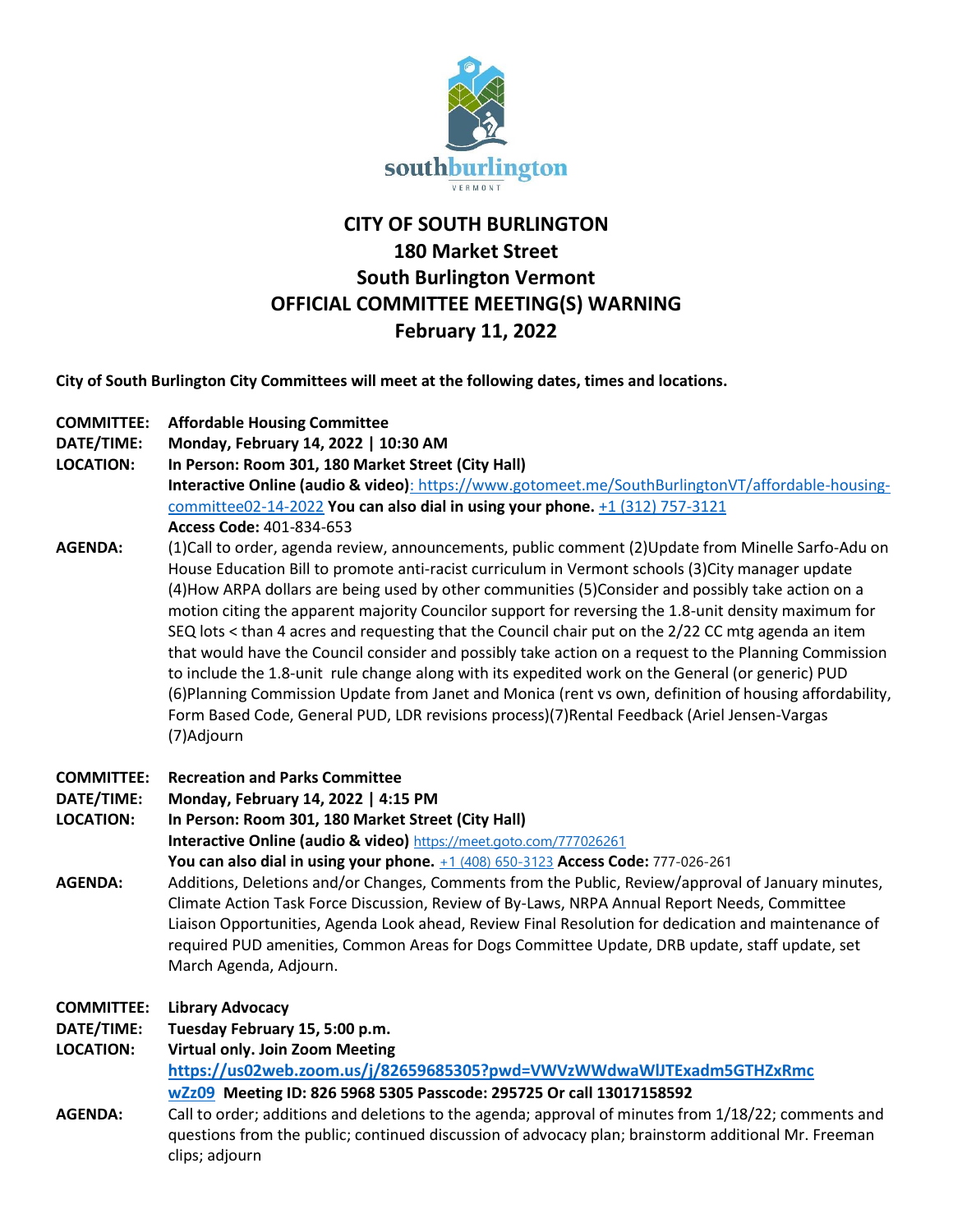# CITY OF SOUTH BURLINGTON
## 180 Market Street
## South Burlington Vermont
## OFFICIAL COMMITTEE MEETING(S) WARNING
## February 11, 2022

**City of South Burlington City Committees will meet at the following dates, times and locations.**

**COMMITTEE:** **Affordable Housing Committee**
**DATE/TIME:** **Monday, February 14, 2022 | 10:30 AM**
**LOCATION:** **In Person: Room 301, 180 Market Street (City Hall)**
**Interactive Online (audio & video)**: https://www.gotomeet.me/SouthBurlingtonVT/affordable-housing-committee02-14-2022 **You can also dial in using your phone.** +1 (312) 757-3121
**Access Code:** 401-834-653
**AGENDA:** (1)Call to order, agenda review, announcements, public comment (2)Update from Minelle Sarfo-Adu on House Education Bill to promote anti-racist curriculum in Vermont schools (3)City manager update (4)How ARPA dollars are being used by other communities (5)Consider and possibly take action on a motion citing the apparent majority Councilor support for reversing the 1.8-unit density maximum for SEQ lots < than 4 acres and requesting that the Council chair put on the 2/22 CC mtg agenda an item that would have the Council consider and possibly take action on a request to the Planning Commission to include the 1.8-unit rule change along with its expedited work on the General (or generic) PUD (6)Planning Commission Update from Janet and Monica (rent vs own, definition of housing affordability, Form Based Code, General PUD, LDR revisions process)(7)Rental Feedback (Ariel Jensen-Vargas (7)Adjourn

**COMMITTEE:** **Recreation and Parks Committee**
**DATE/TIME:** **Monday, February 14, 2022 | 4:15 PM**
**LOCATION:** **In Person: Room 301, 180 Market Street (City Hall)**
**Interactive Online (audio & video)** https://meet.goto.com/777026261
**You can also dial in using your phone.** +1 (408) 650-3123 **Access Code:** 777-026-261
**AGENDA:** Additions, Deletions and/or Changes, Comments from the Public, Review/approval of January minutes, Climate Action Task Force Discussion, Review of By-Laws, NRPA Annual Report Needs, Committee Liaison Opportunities, Agenda Look ahead, Review Final Resolution for dedication and maintenance of required PUD amenities, Common Areas for Dogs Committee Update, DRB update, staff update, set March Agenda, Adjourn.

**COMMITTEE:** **Library Advocacy**
**DATE/TIME:** **Tuesday February 15, 5:00 p.m.**
**LOCATION:** **Virtual only. Join Zoom Meeting**
**https://us02web.zoom.us/j/82659685305?pwd=VWVzWWdwaWlJTExadm5GTHZxRmcwZz09** **Meeting ID: 826 5968 5305 Passcode: 295725 Or call 13017158592**
**AGENDA:** Call to order; additions and deletions to the agenda; approval of minutes from 1/18/22; comments and questions from the public; continued discussion of advocacy plan; brainstorm additional Mr. Freeman clips; adjourn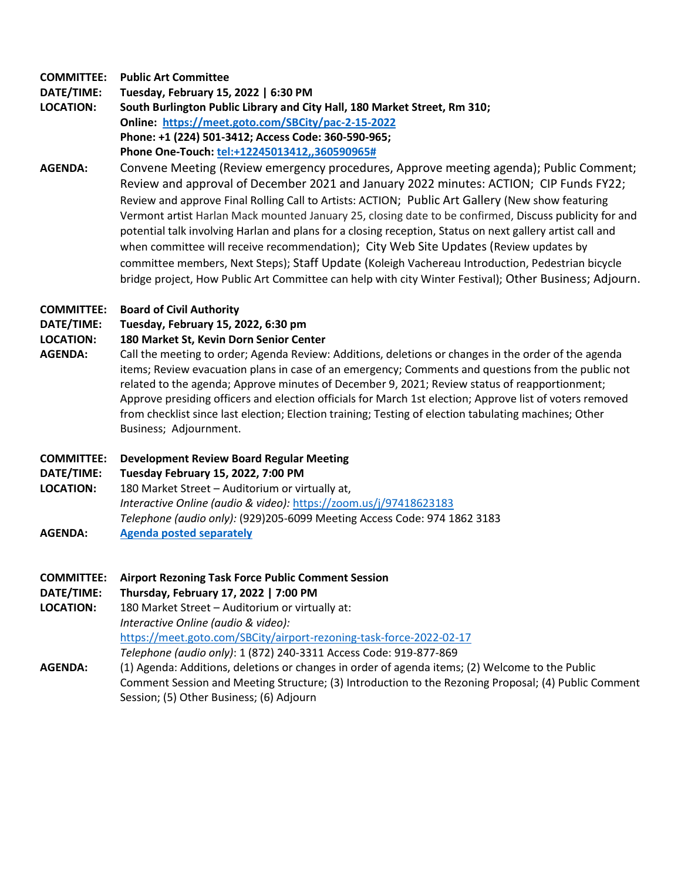**COMMITTEE:** **Public Art Committee**
**DATE/TIME:** **Tuesday, February 15, 2022 | 6:30 PM**
**LOCATION:** **South Burlington Public Library and City Hall, 180 Market Street, Rm 310;**
**Online: [https://meet.goto.com/SBCity/pac-2-15-2022](https://meet.goto.com/SBCity/pac-2-15-2022)**
**Phone: +1 (224) 501-3412; Access Code: 360-590-965;**
**Phone One-Touch: [tel:+12245013412,,360590965#](tel:+12245013412,,360590965#)**
**AGENDA:** Convene Meeting (Review emergency procedures, Approve meeting agenda); Public Comment; Review and approval of December 2021 and January 2022 minutes: ACTION; CIP Funds FY22; Review and approve Final Rolling Call to Artists: ACTION; Public Art Gallery (New show featuring Vermont artist Harlan Mack mounted January 25, closing date to be confirmed, Discuss publicity for and potential talk involving Harlan and plans for a closing reception, Status on next gallery artist call and when committee will receive recommendation); City Web Site Updates (Review updates by committee members, Next Steps); Staff Update (Koleigh Vachereau Introduction, Pedestrian bicycle bridge project, How Public Art Committee can help with city Winter Festival); Other Business; Adjourn.

**COMMITTEE:** **Board of Civil Authority**
**DATE/TIME:** **Tuesday, February 15, 2022, 6:30 pm**
**LOCATION:** **180 Market St, Kevin Dorn Senior Center**
**AGENDA:** Call the meeting to order; Agenda Review: Additions, deletions or changes in the order of the agenda items; Review evacuation plans in case of an emergency; Comments and questions from the public not related to the agenda; Approve minutes of December 9, 2021; Review status of reapportionment; Approve presiding officers and election officials for March 1st election; Approve list of voters removed from checklist since last election; Election training; Testing of election tabulating machines; Other Business; Adjournment.

**COMMITTEE:** **Development Review Board Regular Meeting**
**DATE/TIME:** **Tuesday February 15, 2022, 7:00 PM**
**LOCATION:** 180 Market Street – Auditorium or virtually at,
*Interactive Online (audio & video):* [https://zoom.us/j/97418623183](https://zoom.us/j/97418623183)
*Telephone (audio only):* (929)205-6099 Meeting Access Code: 974 1862 3183
**AGENDA:** **Agenda posted separately**

**COMMITTEE:** **Airport Rezoning Task Force Public Comment Session**
**DATE/TIME:** **Thursday, February 17, 2022 | 7:00 PM**
**LOCATION:** 180 Market Street – Auditorium or virtually at:
*Interactive Online (audio & video):*
[https://meet.goto.com/SBCity/airport-rezoning-task-force-2022-02-17](https://meet.goto.com/SBCity/airport-rezoning-task-force-2022-02-17)
*Telephone (audio only)*: 1 (872) 240-3311 Access Code: 919-877-869
**AGENDA:** (1) Agenda: Additions, deletions or changes in order of agenda items; (2) Welcome to the Public Comment Session and Meeting Structure; (3) Introduction to the Rezoning Proposal; (4) Public Comment Session; (5) Other Business; (6) Adjourn